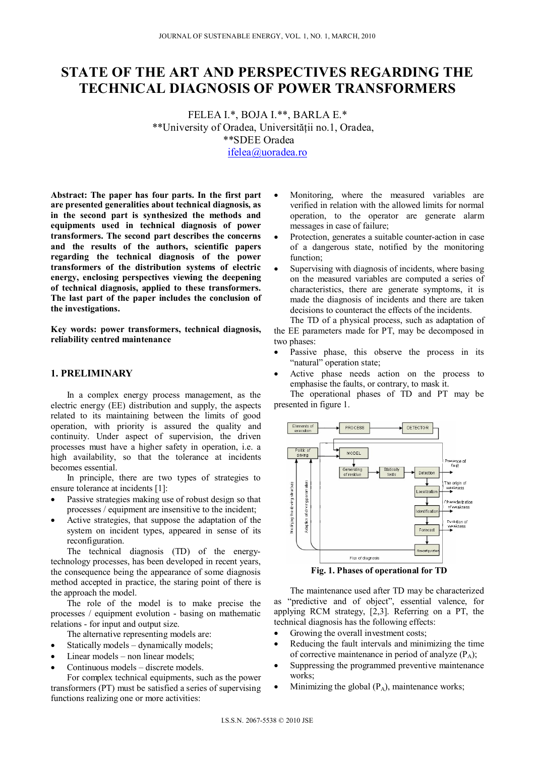# STATE OF THE ART AND PERSPECTIVES REGARDING THE TECHNICAL DIAGNOSIS OF POWER TRANSFORMERS

FELEA I.*, BOJA I.**, BARLA E.*
**University of Oradea, Universității no.1, Oradea,
**SDEE Oradea
ifelea@uoradea.ro

**Abstract: The paper has four parts. In the first part are presented generalities about technical diagnosis, as in the second part is synthesized the methods and equipments used in technical diagnosis of power transformers. The second part describes the concerns and the results of the authors, scientific papers regarding the technical diagnosis of the power transformers of the distribution systems of electric energy, enclosing perspectives viewing the deepening of technical diagnosis, applied to these transformers. The last part of the paper includes the conclusion of the investigations.**

**Key words: power transformers, technical diagnosis, reliability centred maintenance**

## 1. PRELIMINARY

In a complex energy process management, as the electric energy (EE) distribution and supply, the aspects related to its maintaining between the limits of good operation, with priority is assured the quality and continuity. Under aspect of supervision, the driven processes must have a higher safety in operation, i.e. a high availability, so that the tolerance at incidents becomes essential.

In principle, there are two types of strategies to ensure tolerance at incidents [1]:

- Passive strategies making use of robust design so that processes / equipment are insensitive to the incident;
- Active strategies, that suppose the adaptation of the system on incident types, appeared in sense of its reconfiguration.

The technical diagnosis (TD) of the energy-technology processes, has been developed in recent years, the consequence being the appearance of some diagnosis method accepted in practice, the staring point of there is the approach the model.

The role of the model is to make precise the processes / equipment evolution - basing on mathematic relations - for input and output size.

The alternative representing models are:

- Statically models – dynamically models;
- Linear models – non linear models;
- Continuous models – discrete models.

For complex technical equipments, such as the power transformers (PT) must be satisfied a series of supervising functions realizing one or more activities:

- Monitoring, where the measured variables are verified in relation with the allowed limits for normal operation, to the operator are generate alarm messages in case of failure;
- Protection, generates a suitable counter-action in case of a dangerous state, notified by the monitoring function;
- Supervising with diagnosis of incidents, where basing on the measured variables are computed a series of characteristics, there are generate symptoms, it is made the diagnosis of incidents and there are taken decisions to counteract the effects of the incidents.

The TD of a physical process, such as adaptation of the EE parameters made for PT, may be decomposed in two phases:

- Passive phase, this observe the process in its "natural" operation state;
- Active phase needs action on the process to emphasise the faults, or contrary, to mask it.

The operational phases of TD and PT may be presented in figure 1.

**Fig. 1. Phases of operational for TD**

The maintenance used after TD may be characterized as "predictive and of object", essential valence, for applying RCM strategy, [2,3]. Referring on a PT, the technical diagnosis has the following effects:

- Growing the overall investment costs;
- Reducing the fault intervals and minimizing the time of corrective maintenance in period of analyze ($P_A$);
- Suppressing the programmed preventive maintenance works;
- Minimizing the global ($P_A$), maintenance works;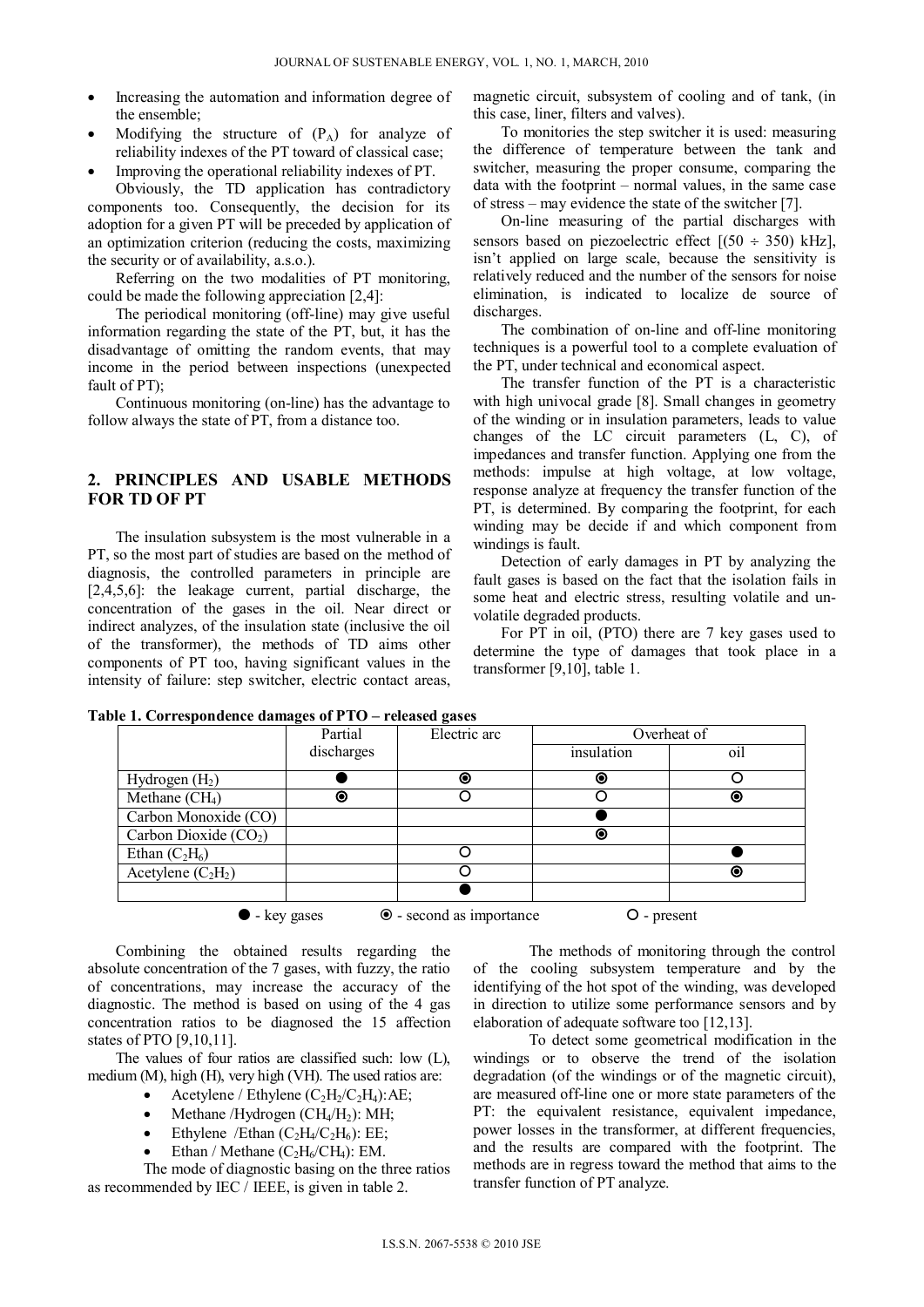- Increasing the automation and information degree of the ensemble;
- Modifying the structure of ($P_A$) for analyze of reliability indexes of the PT toward of classical case;
- Improving the operational reliability indexes of PT.

Obviously, the TD application has contradictory components too. Consequently, the decision for its adoption for a given PT will be preceded by application of an optimization criterion (reducing the costs, maximizing the security or of availability, a.s.o.).

Referring on the two modalities of PT monitoring, could be made the following appreciation [2,4]:

The periodical monitoring (off-line) may give useful information regarding the state of the PT, but, it has the disadvantage of omitting the random events, that may income in the period between inspections (unexpected fault of PT);

Continuous monitoring (on-line) has the advantage to follow always the state of PT, from a distance too.

## 2. PRINCIPLES AND USABLE METHODS FOR TD OF PT

The insulation subsystem is the most vulnerable in a PT, so the most part of studies are based on the method of diagnosis, the controlled parameters in principle are [2,4,5,6]: the leakage current, partial discharge, the concentration of the gases in the oil. Near direct or indirect analyzes, of the insulation state (inclusive the oil of the transformer), the methods of TD aims other components of PT too, having significant values in the intensity of failure: step switcher, electric contact areas, magnetic circuit, subsystem of cooling and of tank, (in this case, liner, filters and valves).

To monitories the step switcher it is used: measuring the difference of temperature between the tank and switcher, measuring the proper consume, comparing the data with the footprint – normal values, in the same case of stress – may evidence the state of the switcher [7].

On-line measuring of the partial discharges with sensors based on piezoelectric effect [(50 ÷ 350) kHz], isn't applied on large scale, because the sensitivity is relatively reduced and the number of the sensors for noise elimination, is indicated to localize de source of discharges.

The combination of on-line and off-line monitoring techniques is a powerful tool to a complete evaluation of the PT, under technical and economical aspect.

The transfer function of the PT is a characteristic with high univocal grade [8]. Small changes in geometry of the winding or in insulation parameters, leads to value changes of the LC circuit parameters (L, C), of impedances and transfer function. Applying one from the methods: impulse at high voltage, at low voltage, response analyze at frequency the transfer function of the PT, is determined. By comparing the footprint, for each winding may be decide if and which component from windings is fault.

Detection of early damages in PT by analyzing the fault gases is based on the fact that the isolation fails in some heat and electric stress, resulting volatile and un-volatile degraded products.

For PT in oil, (PTO) there are 7 key gases used to determine the type of damages that took place in a transformer [9,10], table 1.

**Table 1. Correspondence damages of PTO – released gases**

| | Partial discharges | Electric arc | Overheat of | |
|---|---|---|---|---|
| | | | insulation | oil |
| Hydrogen ($H_2$) | ● | ⦿ | ⦿ | ○ |
| Methane ($CH_4$) | ⦿ | ○ | ○ | ⦿ |
| Carbon Monoxide (CO) | | | ● | |
| Carbon Dioxide ($CO_2$) | | | ⦿ | |
| Ethan ($C_2H_6$) | | ○ | | ● |
| Acetylene ($C_2H_2$) | | ○ | | ⦿ |
| | | ● | | |

● - key gases ⦿ - second as importance ○ - present

Combining the obtained results regarding the absolute concentration of the 7 gases, with fuzzy, the ratio of concentrations, may increase the accuracy of the diagnostic. The method is based on using of the 4 gas concentration ratios to be diagnosed the 15 affection states of PTO [9,10,11].

The values of four ratios are classified such: low (L), medium (M), high (H), very high (VH). The used ratios are:

- Acetylene / Ethylene ($C_2H_2/C_2H_4$):AE;
- Methane /Hydrogen ($CH_4/H_2$): MH;
- Ethylene /Ethan ($C_2H_4/C_2H_6$): EE;
- Ethan / Methane ($C_2H_6/CH_4$): EM.

The mode of diagnostic basing on the three ratios as recommended by IEC / IEEE, is given in table 2.

The methods of monitoring through the control of the cooling subsystem temperature and by the identifying of the hot spot of the winding, was developed in direction to utilize some performance sensors and by elaboration of adequate software too [12,13].

To detect some geometrical modification in the windings or to observe the trend of the isolation degradation (of the windings or of the magnetic circuit), are measured off-line one or more state parameters of the PT: the equivalent resistance, equivalent impedance, power losses in the transformer, at different frequencies, and the results are compared with the footprint. The methods are in regress toward the method that aims to the transfer function of PT analyze.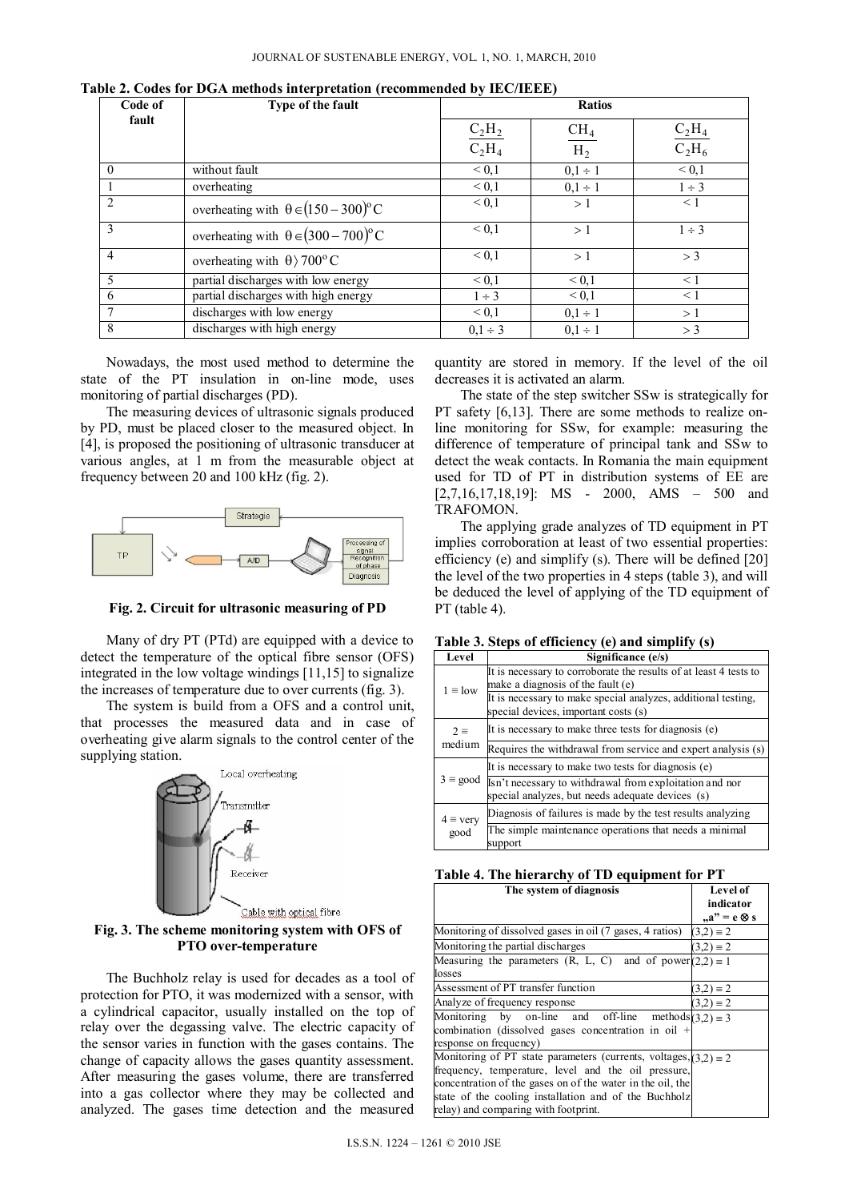**Table 2. Codes for DGA methods interpretation (recommended by IEC/IEEE)**

| Code of fault | Type of the fault | Ratios | | |
|---|---|---|---|---|
| | | $\frac{C_2H_2}{C_2H_4}$ | $\frac{CH_4}{H_2}$ | $\frac{C_2H_4}{C_2H_6}$ |
| 0 | without fault | < 0,1 | 0,1 ÷ 1 | < 0,1 |
| 1 | overheating | < 0,1 | 0,1 ÷ 1 | 1 ÷ 3 |
| 2 | overheating with $\theta \in (150-300)^o C$ | < 0,1 | > 1 | < 1 |
| 3 | overheating with $\theta \in (300-700)^o C$ | < 0,1 | > 1 | 1 ÷ 3 |
| 4 | overheating with $\theta \rangle 700^o C$ | < 0,1 | > 1 | > 3 |
| 5 | partial discharges with low energy | < 0,1 | < 0,1 | < 1 |
| 6 | partial discharges with high energy | 1 ÷ 3 | < 0,1 | < 1 |
| 7 | discharges with low energy | < 0,1 | 0,1 ÷ 1 | > 1 |
| 8 | discharges with high energy | 0,1 ÷ 3 | 0,1 ÷ 1 | > 3 |

Nowadays, the most used method to determine the state of the PT insulation in on-line mode, uses monitoring of partial discharges (PD).

The measuring devices of ultrasonic signals produced by PD, must be placed closer to the measured object. In [4], is proposed the positioning of ultrasonic transducer at various angles, at 1 m from the measurable object at frequency between 20 and 100 kHz (fig. 2).

**Fig. 2. Circuit for ultrasonic measuring of PD**

Many of dry PT (PTd) are equipped with a device to detect the temperature of the optical fibre sensor (OFS) integrated in the low voltage windings [11,15] to signalize the increases of temperature due to over currents (fig. 3).

The system is build from a OFS and a control unit, that processes the measured data and in case of overheating give alarm signals to the control center of the supplying station.

**Fig. 3. The scheme monitoring system with OFS of PTO over-temperature**

The Buchholz relay is used for decades as a tool of protection for PTO, it was modernized with a sensor, with a cylindrical capacitor, usually installed on the top of relay over the degassing valve. The electric capacity of the sensor varies in function with the gases contains. The change of capacity allows the gases quantity assessment. After measuring the gases volume, there are transferred into a gas collector where they may be collected and analyzed. The gases time detection and the measured quantity are stored in memory. If the level of the oil decreases it is activated an alarm.

The state of the step switcher SSw is strategically for PT safety [6,13]. There are some methods to realize on-line monitoring for SSw, for example: measuring the difference of temperature of principal tank and SSw to detect the weak contacts. In Romania the main equipment used for TD of PT in distribution systems of EE are [2,7,16,17,18,19]: MS - 2000, AMS – 500 and TRAFOMON.

The applying grade analyzes of TD equipment in PT implies corroboration at least of two essential properties: efficiency (e) and simplify (s). There will be defined [20] the level of the two properties in 4 steps (table 3), and will be deduced the level of applying of the TD equipment of PT (table 4).

**Table 3. Steps of efficiency (e) and simplify (s)**

| Level | Significance (e/s) |
|---|---|
| 1 ≡ low | It is necessary to corroborate the results of at least 4 tests to make a diagnosis of the fault (e) |
| | It is necessary to make special analyzes, additional testing, special devices, important costs (s) |
| 2 ≡ medium | It is necessary to make three tests for diagnosis (e) |
| | Requires the withdrawal from service and expert analysis (s) |
| 3 ≡ good | It is necessary to make two tests for diagnosis (e) |
| | Isn't necessary to withdrawal from exploitation and nor special analyzes, but needs adequate devices (s) |
| 4 ≡ very good | Diagnosis of failures is made by the test results analyzing |
| | The simple maintenance operations that needs a minimal support |

**Table 4. The hierarchy of TD equipment for PT**

| The system of diagnosis | Level of indicator „a" = e ⊗ s |
|---|---|
| Monitoring of dissolved gases in oil (7 gases, 4 ratios) | (3,2) ≡ 2 |
| Monitoring the partial discharges | (3,2) ≡ 2 |
| Measuring the parameters (R, L, C) and of power losses | (2,2) ≡ 1 |
| Assessment of PT transfer function | (3,2) ≡ 2 |
| Analyze of frequency response | (3,2) ≡ 2 |
| Monitoring by on-line and off-line methods combination (dissolved gases concentration in oil + response on frequency) | (3,2) ≡ 3 |
| Monitoring of PT state parameters (currents, voltages, frequency, temperature, level and the oil pressure, concentration of the gases on of the water in the oil, the state of the cooling installation and of the Buchholz relay) and comparing with footprint. | (3,2) ≡ 2 |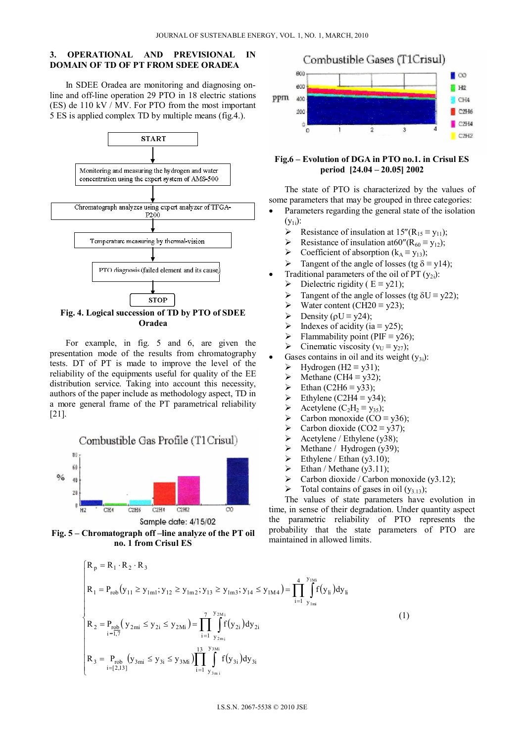## 3. OPERATIONAL AND PREVISIONAL IN DOMAIN OF TD OF PT FROM SDEE ORADEA

In SDEE Oradea are monitoring and diagnosing on-line and off-line operation 29 PTO in 18 electric stations (ES) de 110 kV / MV. For PTO from the most important 5 ES is applied complex TD by multiple means (fig.4.).

START → Monitoring and measuring the hydrogen and water concentration using the expert system of AMS-500 → Chromatograph analyzes using expert analyzer of TFGA-P200 → Temperature measuring by thermal-vision → PTO diagnosis (failed element and its cause) → STOP

**Fig. 4. Logical succession of TD by PTO of SDEE Oradea**

For example, in fig. 5 and 6, are given the presentation mode of the results from chromatography tests. DT of PT is made to improve the level of the reliability of the equipments useful for quality of the EE distribution service. Taking into account this necessity, authors of the paper include as methodology aspect, TD in a more general frame of the PT parametrical reliability [21].

**Fig. 5 – Chromatograph off –line analyze of the PT oil no. 1 from Crisul ES**

**Fig.6 – Evolution of DGA in PTO no.1. in Crisul ES period [24.04 – 20.05] 2002**

The state of PTO is characterized by the values of some parameters that may be grouped in three categories:

- Parameters regarding the general state of the isolation ($y_{1i}$):
  - Resistance of insulation at 15″($R_{15} \equiv y_{11}$);
  - Resistance of insulation at60″($R_{60} \equiv y_{12}$);
  - Coefficient of absorption ($k_A \equiv y_{13}$);
  - Tangent of the angle of losses ($tg\ \delta \equiv y14$);
- Traditional parameters of the oil of PT ($y_{2i}$):
  - Dielectric rigidity ( $E \equiv y21$);
  - Tangent of the angle of losses ($tg\ \delta U \equiv y22$);
  - Water content ($CH20 \equiv y23$);
  - Density ($\rho U \equiv y24$);
  - Indexes of acidity ($ia \equiv y25$);
  - Flammability point ($PIF \equiv y26$);
  - Cinematic viscosity ($v_U \equiv y_{27}$);
- Gases contains in oil and its weight ($y_{3i}$):
  - Hydrogen ($H2 \equiv y31$);
  - Methane ($CH4 \equiv y32$);
  - Ethan ($C2H6 \equiv y33$);
  - Ethylene ($C2H4 \equiv y34$);
  - Acetylene ($C_2H_2 \equiv y_{35}$);
  - Carbon monoxide ($CO \equiv y36$);
  - Carbon dioxide ($CO2 \equiv y37$);
  - Acetylene / Ethylene (y38);
  - Methane / Hydrogen (y39);
  - Ethylene / Ethan (y3.10);
  - Ethan / Methane (y3.11);
  - Carbon dioxide / Carbon monoxide (y3.12);
  - Total contains of gases in oil ($y_{3.13}$);

The values of state parameters have evolution in time, in sense of their degradation. Under quantity aspect the parametric reliability of PTO represents the probability that the state parameters of PTO are maintained in allowed limits.

$$
\begin{cases}
R_p = R_1 \cdot R_2 \cdot R_3 \\
R_1 = P_{rob}\left(y_{11} \geq y_{1m1}; y_{12} \geq y_{1m2}; y_{13} \geq y_{1m3}; y_{14} \leq y_{1M4}\right) = \prod\limits_{i=1}^{4} \int\limits_{y_{1mi}}^{y_{1Mi}} f(y_{li})dy_{li} \\
R_2 = \underset{i=1,7}{P_{rob}}\left(y_{2mi} \leq y_{2i} \leq y_{2Mi}\right) = \prod\limits_{i=1}^{7} \int\limits_{y_{2mi}}^{y_{2Mi}} f(y_{2i})dy_{2i} \\
R_3 = \underset{i=[2,13]}{P_{rob}}\left(y_{3mi} \leq y_{3i} \leq y_{3Mi}\right)\prod\limits_{i=1}^{13} \int\limits_{y_{3mi}}^{y_{3Mi}} f(y_{3i})dy_{3i}
\end{cases}
\quad (1)
$$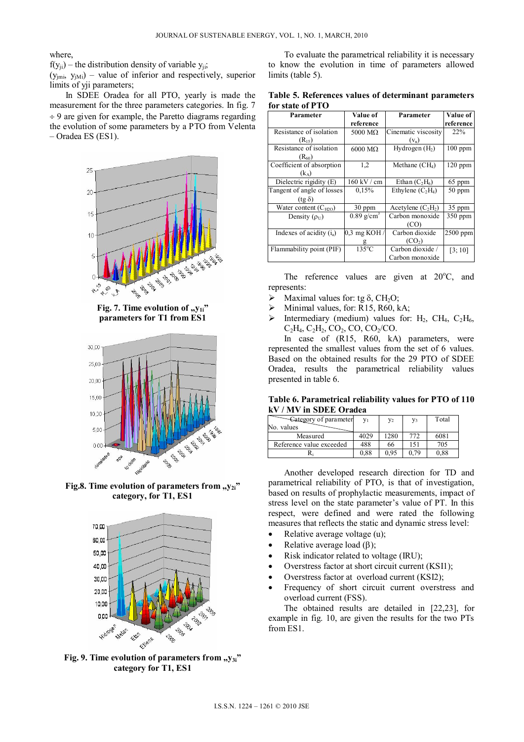where,

$f(y_{ji})$ – the distribution density of variable $y_{ji}$;

($y_{jmi}$, $y_{jMi}$) – value of inferior and respectively, superior limits of yji parameters;

In SDEE Oradea for all PTO, yearly is made the measurement for the three parameters categories. In fig. 7 ÷ 9 are given for example, the Paretto diagrams regarding the evolution of some parameters by a PTO from Velenta – Oradea ES (ES1).

**Fig. 7. Time evolution of „y1i" parameters for T1 from ES1**

**Fig.8. Time evolution of parameters from „y2i" category, for T1, ES1**

**Fig. 9. Time evolution of parameters from „y3i" category for T1, ES1**

To evaluate the parametrical reliability it is necessary to know the evolution in time of parameters allowed limits (table 5).

**Table 5. References values of determinant parameters for state of PTO**

| Parameter | Value of reference | Parameter | Value of reference |
|---|---|---|---|
| Resistance of isolation ($R_{15}$) | 5000 MΩ | Cinematic viscosity ($v_u$) | 22% |
| Resistance of isolation ($R_{60}$) | 6000 MΩ | Hydrogen ($H_2$) | 100 ppm |
| Coefficient of absorption ($k_A$) | 1,2 | Methane ($CH_4$) | 120 ppm |
| Dielectric rigidity (E) | 160 kV / cm | Ethan ($C_2H_6$) | 65 ppm |
| Tangent of angle of losses (tg δ) | 0,15% | Ethylene ($C_2H_4$) | 50 ppm |
| Water content ($C_{H2O}$) | 30 ppm | Acetylene ($C_2H_2$) | 35 ppm |
| Density ($\rho_U$) | 0.89 g/cm$^3$ | Carbon monoxide (CO) | 350 ppm |
| Indexes of acidity ($i_a$) | 0,3 mg KOH / g | Carbon dioxide ($CO_2$) | 2500 ppm |
| Flammability point (PIF) | 135°C | Carbon dioxide / Carbon monoxide | [3; 10] |

The reference values are given at 20°C, and represents:

- Maximal values for: tg δ, $CH_2O$;
- Minimal values, for: R15, R60, kA;
- Intermediary (medium) values for: $H_2$, $CH_4$, $C_2H_6$, $C_2H_4$, $C_2H_2$, $CO_2$, CO, $CO_2$/CO.

In case of (R15, R60, kA) parameters, were represented the smallest values from the set of 6 values. Based on the obtained results for the 29 PTO of SDEE Oradea, results the parametrical reliability values presented in table 6.

**Table 6. Parametrical reliability values for PTO of 110 kV / MV in SDEE Oradea**

| Category of parameter / No. values | $y_1$ | $y_2$ | $y_3$ | Total |
|---|---|---|---|---|
| Measured | 4029 | 1280 | 772 | 6081 |
| Reference value exceeded | 488 | 66 | 151 | 705 |
| $R_i$ | 0,88 | 0,95 | 0,79 | 0,88 |

Another developed research direction for TD and parametrical reliability of PTO, is that of investigation, based on results of prophylactic measurements, impact of stress level on the state parameter's value of PT. In this respect, were defined and were rated the following measures that reflects the static and dynamic stress level:

- Relative average voltage (u);
- Relative average load (β);
- Risk indicator related to voltage (IRU);
- Overstress factor at short circuit current (KSI1);
- Overstress factor at overload current (KSI2);
- Frequency of short circuit current overstress and overload current (FSS).

The obtained results are detailed in [22,23], for example in fig. 10, are given the results for the two PTs from ES1.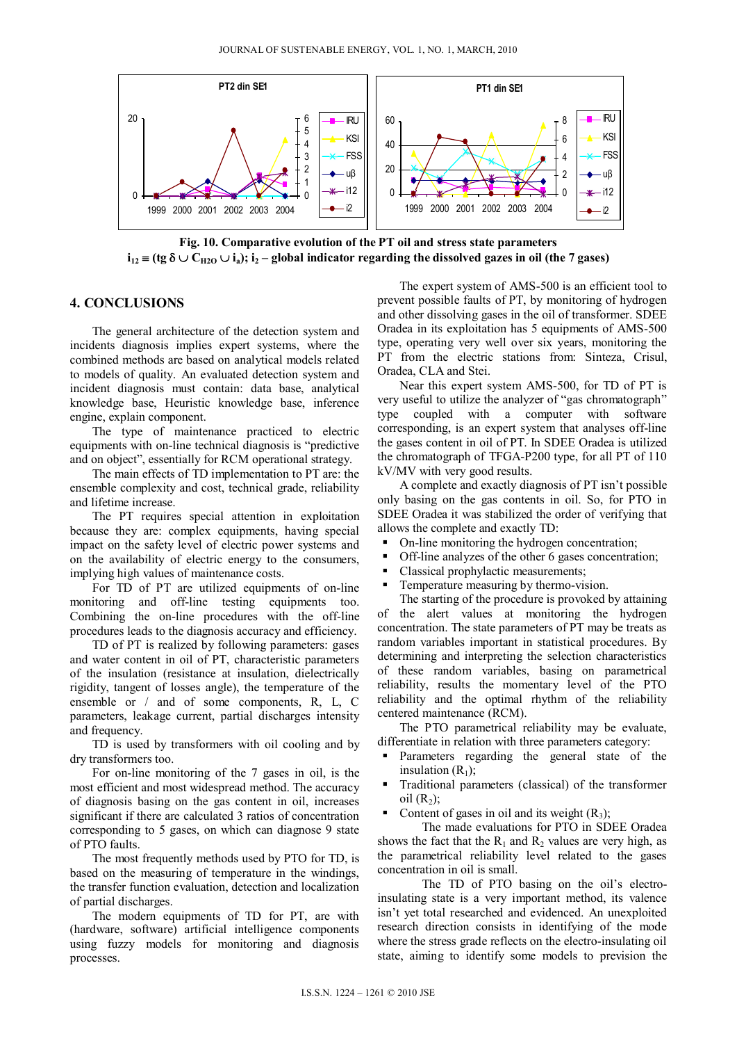**Fig. 10. Comparative evolution of the PT oil and stress state parameters**
**$i_{12} \equiv (tg\,\delta \cup C_{H2O} \cup i_a)$; $i_2$ – global indicator regarding the dissolved gazes in oil (the 7 gases)**

## 4. CONCLUSIONS

The general architecture of the detection system and incidents diagnosis implies expert systems, where the combined methods are based on analytical models related to models of quality. An evaluated detection system and incident diagnosis must contain: data base, analytical knowledge base, Heuristic knowledge base, inference engine, explain component.

The type of maintenance practiced to electric equipments with on-line technical diagnosis is "predictive and on object", essentially for RCM operational strategy.

The main effects of TD implementation to PT are: the ensemble complexity and cost, technical grade, reliability and lifetime increase.

The PT requires special attention in exploitation because they are: complex equipments, having special impact on the safety level of electric power systems and on the availability of electric energy to the consumers, implying high values of maintenance costs.

For TD of PT are utilized equipments of on-line monitoring and off-line testing equipments too. Combining the on-line procedures with the off-line procedures leads to the diagnosis accuracy and efficiency.

TD of PT is realized by following parameters: gases and water content in oil of PT, characteristic parameters of the insulation (resistance at insulation, dielectrically rigidity, tangent of losses angle), the temperature of the ensemble or / and of some components, R, L, C parameters, leakage current, partial discharges intensity and frequency.

TD is used by transformers with oil cooling and by dry transformers too.

For on-line monitoring of the 7 gases in oil, is the most efficient and most widespread method. The accuracy of diagnosis basing on the gas content in oil, increases significant if there are calculated 3 ratios of concentration corresponding to 5 gases, on which can diagnose 9 state of PTO faults.

The most frequently methods used by PTO for TD, is based on the measuring of temperature in the windings, the transfer function evaluation, detection and localization of partial discharges.

The modern equipments of TD for PT, are with (hardware, software) artificial intelligence components using fuzzy models for monitoring and diagnosis processes.

The expert system of AMS-500 is an efficient tool to prevent possible faults of PT, by monitoring of hydrogen and other dissolving gases in the oil of transformer. SDEE Oradea in its exploitation has 5 equipments of AMS-500 type, operating very well over six years, monitoring the PT from the electric stations from: Sinteza, Crisul, Oradea, CLA and Stei.

Near this expert system AMS-500, for TD of PT is very useful to utilize the analyzer of "gas chromatograph" type coupled with a computer with software corresponding, is an expert system that analyses off-line the gases content in oil of PT. In SDEE Oradea is utilized the chromatograph of TFGA-P200 type, for all PT of 110 kV/MV with very good results.

A complete and exactly diagnosis of PT isn't possible only basing on the gas contents in oil. So, for PTO in SDEE Oradea it was stabilized the order of verifying that allows the complete and exactly TD:

- On-line monitoring the hydrogen concentration;
- Off-line analyzes of the other 6 gases concentration;
- Classical prophylactic measurements;
- Temperature measuring by thermo-vision.

The starting of the procedure is provoked by attaining of the alert values at monitoring the hydrogen concentration. The state parameters of PT may be treats as random variables important in statistical procedures. By determining and interpreting the selection characteristics of these random variables, basing on parametrical reliability, results the momentary level of the PTO reliability and the optimal rhythm of the reliability centered maintenance (RCM).

The PTO parametrical reliability may be evaluate, differentiate in relation with three parameters category:

- Parameters regarding the general state of the insulation ($R_1$);
- Traditional parameters (classical) of the transformer oil ($R_2$);
- Content of gases in oil and its weight ($R_3$);

The made evaluations for PTO in SDEE Oradea shows the fact that the $R_1$ and $R_2$ values are very high, as the parametrical reliability level related to the gases concentration in oil is small.

The TD of PTO basing on the oil's electro-insulating state is a very important method, its valence isn't yet total researched and evidenced. An unexploited research direction consists in identifying of the mode where the stress grade reflects on the electro-insulating oil state, aiming to identify some models to prevision the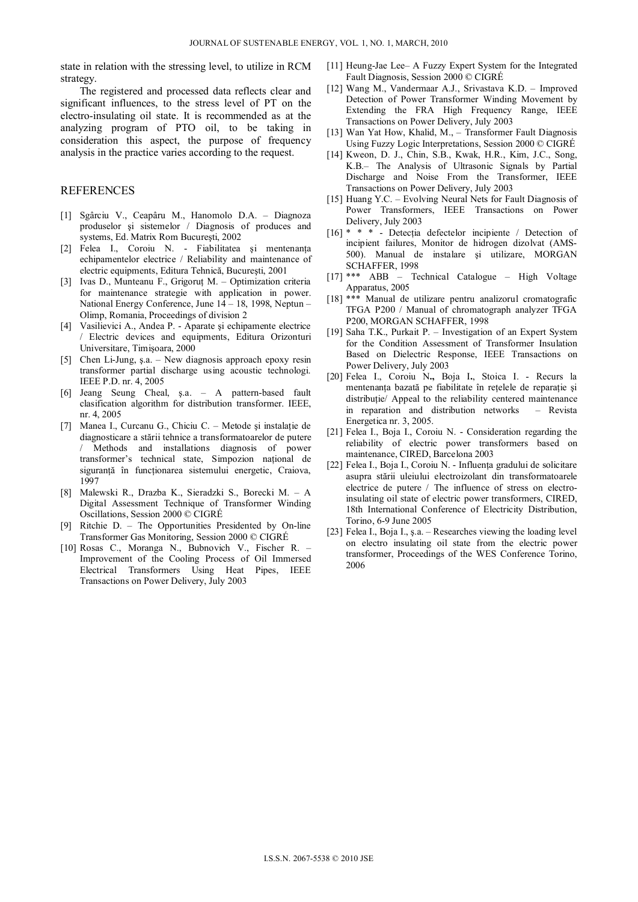state in relation with the stressing level, to utilize in RCM strategy.

The registered and processed data reflects clear and significant influences, to the stress level of PT on the electro-insulating oil state. It is recommended as at the analyzing program of PTO oil, to be taking in consideration this aspect, the purpose of frequency analysis in the practice varies according to the request.

## REFERENCES

[1] Sgârciu V., Ceapâru M., Hanomolo D.A. – Diagnoza produselor şi sistemelor / Diagnosis of produces and systems, Ed. Matrix Rom Bucureşti, 2002

[2] Felea I., Coroiu N. - Fiabilitatea şi mentenanţa echipamentelor electrice / Reliability and maintenance of electric equipments, Editura Tehnică, Bucureşti, 2001

[3] Ivas D., Munteanu F., Grigoruţ M. – Optimization criteria for maintenance strategie with application in power. National Energy Conference, June 14 – 18, 1998, Neptun – Olimp, Romania, Proceedings of division 2

[4] Vasilievici A., Andea P. - Aparate şi echipamente electrice / Electric devices and equipments, Editura Orizonturi Universitare, Timişoara, 2000

[5] Chen Li-Jung, ş.a. – New diagnosis approach epoxy resin transformer partial discharge using acoustic technologi. IEEE P.D. nr. 4, 2005

[6] Jeang Seung Cheal, ş.a. – A pattern-based fault clasification algorithm for distribution transformer. IEEE, nr. 4, 2005

[7] Manea I., Curcanu G., Chiciu C. – Metode şi instalaţie de diagnosticare a stării tehnice a transformatoarelor de putere / Methods and installations diagnosis of power transformer's technical state, Simpozion naţional de siguranţă în funcţionarea sistemului energetic, Craiova, 1997

[8] Malewski R., Drazba K., Sieradzki S., Borecki M. – A Digital Assessment Technique of Transformer Winding Oscillations, Session 2000 © CIGRÉ

[9] Ritchie D. – The Opportunities Presidented by On-line Transformer Gas Monitoring, Session 2000 © CIGRÉ

[10] Rosas C., Moranga N., Bubnovich V., Fischer R. – Improvement of the Cooling Process of Oil Immersed Electrical Transformers Using Heat Pipes, IEEE Transactions on Power Delivery, July 2003

[11] Heung-Jae Lee– A Fuzzy Expert System for the Integrated Fault Diagnosis, Session 2000 © CIGRÉ

[12] Wang M., Vandermaar A.J., Srivastava K.D. – Improved Detection of Power Transformer Winding Movement by Extending the FRA High Frequency Range, IEEE Transactions on Power Delivery, July 2003

[13] Wan Yat How, Khalid, M., – Transformer Fault Diagnosis Using Fuzzy Logic Interpretations, Session 2000 © CIGRÉ

[14] Kweon, D. J., Chin, S.B., Kwak, H.R., Kim, J.C., Song, K.B.– The Analysis of Ultrasonic Signals by Partial Discharge and Noise From the Transformer, IEEE Transactions on Power Delivery, July 2003

[15] Huang Y.C. – Evolving Neural Nets for Fault Diagnosis of Power Transformers, IEEE Transactions on Power Delivery, July 2003

[16] * * * - Detecţia defectelor incipiente / Detection of incipient failures, Monitor de hidrogen dizolvat (AMS-500). Manual de instalare şi utilizare, MORGAN SCHAFFER, 1998

[17] *** ABB – Technical Catalogue – High Voltage Apparatus, 2005

[18] *** Manual de utilizare pentru analizorul cromatografic TFGA P200 / Manual of chromatograph analyzer TFGA P200, MORGAN SCHAFFER, 1998

[19] Saha T.K., Purkait P. – Investigation of an Expert System for the Condition Assessment of Transformer Insulation Based on Dielectric Response, IEEE Transactions on Power Delivery, July 2003

[20] Felea I., Coroiu N**.,** Boja I**.**, Stoica I. - Recurs la mentenanţa bazată pe fiabilitate în reţelele de reparaţie şi distribuţie/ Appeal to the reliability centered maintenance in reparation and distribution networks – Revista Energetica nr. 3, 2005.

[21] Felea I., Boja I., Coroiu N. - Consideration regarding the reliability of electric power transformers based on maintenance, CIRED, Barcelona 2003

[22] Felea I., Boja I., Coroiu N. - Influenţa gradului de solicitare asupra stării uleiului electroizolant din transformatoarele electrice de putere / The influence of stress on electro-insulating oil state of electric power transformers, CIRED, 18th International Conference of Electricity Distribution, Torino, 6-9 June 2005

[23] Felea I., Boja I., ş.a. – Researches viewing the loading level on electro insulating oil state from the electric power transformer, Proceedings of the WES Conference Torino, 2006